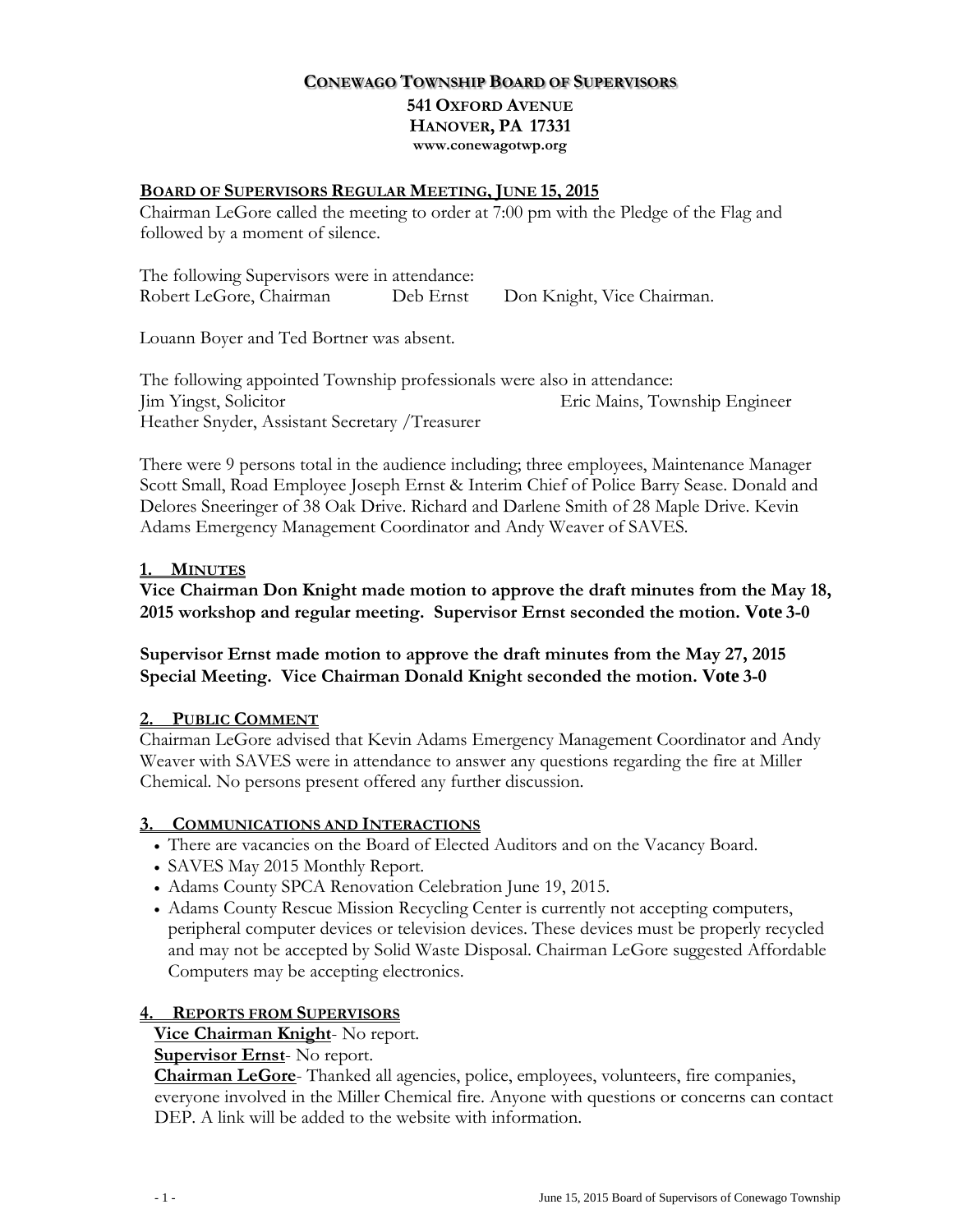# CONEWAGO TOWNSHIP BOARD OF SUPERVISORS

**541 OXFORD AVENUE**
**HANOVER, PA 17331**
**www.conewagotwp.org**

## BOARD OF SUPERVISORS REGULAR MEETING, JUNE 15, 2015

Chairman LeGore called the meeting to order at 7:00 pm with the Pledge of the Flag and followed by a moment of silence.

The following Supervisors were in attendance:
Robert LeGore, Chairman    Deb Ernst    Don Knight, Vice Chairman.

Louann Boyer and Ted Bortner was absent.

The following appointed Township professionals were also in attendance:
Jim Yingst, Solicitor    Eric Mains, Township Engineer
Heather Snyder, Assistant Secretary /Treasurer

There were 9 persons total in the audience including; three employees, Maintenance Manager Scott Small, Road Employee Joseph Ernst & Interim Chief of Police Barry Sease. Donald and Delores Sneeringer of 38 Oak Drive. Richard and Darlene Smith of 28 Maple Drive. Kevin Adams Emergency Management Coordinator and Andy Weaver of SAVES.

### 1. MINUTES

**Vice Chairman Don Knight made motion to approve the draft minutes from the May 18, 2015 workshop and regular meeting. Supervisor Ernst seconded the motion. Vote 3-0**

**Supervisor Ernst made motion to approve the draft minutes from the May 27, 2015 Special Meeting. Vice Chairman Donald Knight seconded the motion. Vote 3-0**

### 2. PUBLIC COMMENT

Chairman LeGore advised that Kevin Adams Emergency Management Coordinator and Andy Weaver with SAVES were in attendance to answer any questions regarding the fire at Miller Chemical. No persons present offered any further discussion.

### 3. COMMUNICATIONS AND INTERACTIONS

- There are vacancies on the Board of Elected Auditors and on the Vacancy Board.
- SAVES May 2015 Monthly Report.
- Adams County SPCA Renovation Celebration June 19, 2015.
- Adams County Rescue Mission Recycling Center is currently not accepting computers, peripheral computer devices or television devices. These devices must be properly recycled and may not be accepted by Solid Waste Disposal. Chairman LeGore suggested Affordable Computers may be accepting electronics.

### 4. REPORTS FROM SUPERVISORS

**Vice Chairman Knight**- No report.

**Supervisor Ernst**- No report.

**Chairman LeGore**- Thanked all agencies, police, employees, volunteers, fire companies, everyone involved in the Miller Chemical fire. Anyone with questions or concerns can contact DEP. A link will be added to the website with information.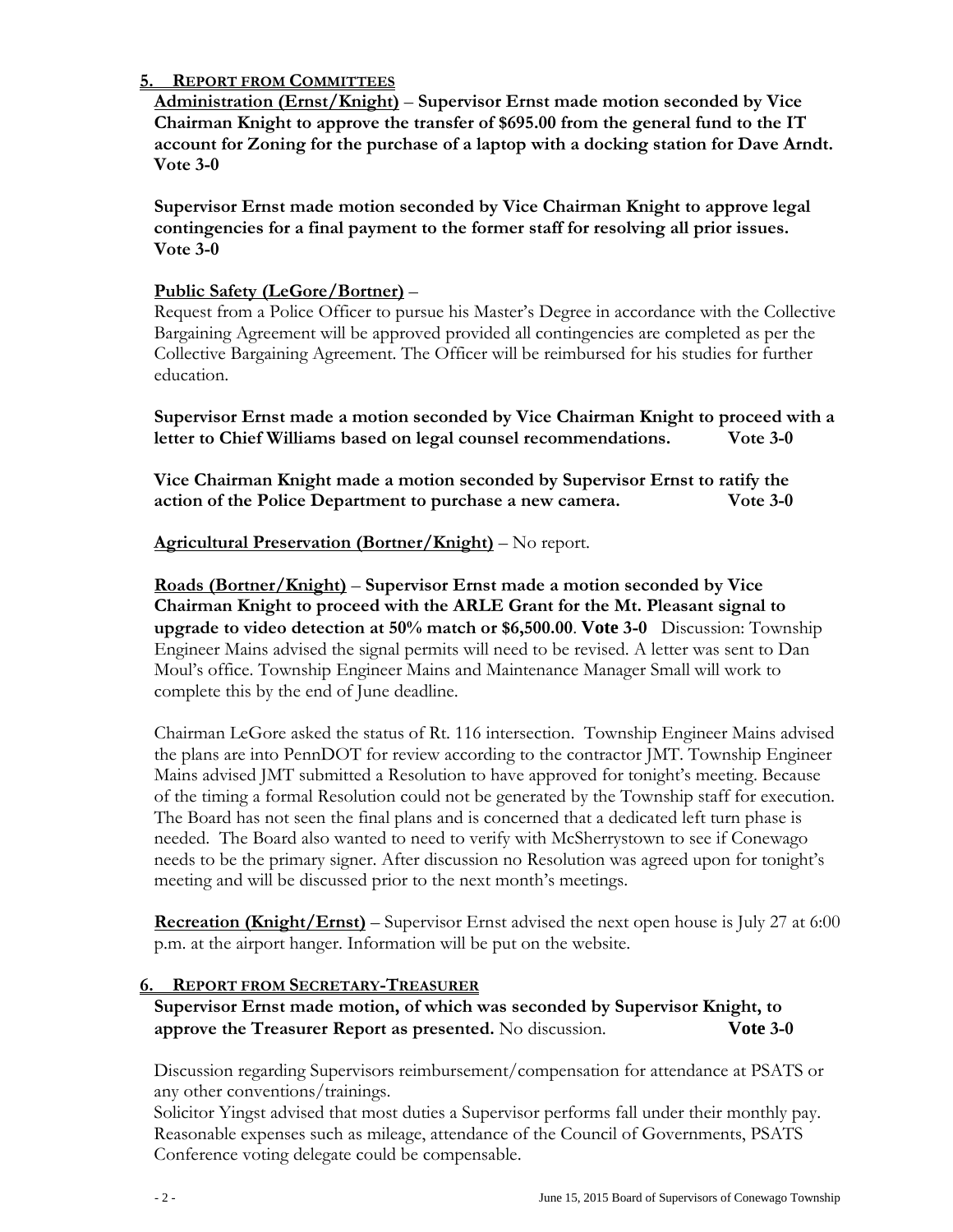## 5. REPORT FROM COMMITTEES

**Administration (Ernst/Knight)** – **Supervisor Ernst made motion seconded by Vice Chairman Knight to approve the transfer of $695.00 from the general fund to the IT account for Zoning for the purchase of a laptop with a docking station for Dave Arndt. Vote 3-0**

**Supervisor Ernst made motion seconded by Vice Chairman Knight to approve legal contingencies for a final payment to the former staff for resolving all prior issues. Vote 3-0**

**Public Safety (LeGore/Bortner)** –

Request from a Police Officer to pursue his Master's Degree in accordance with the Collective Bargaining Agreement will be approved provided all contingencies are completed as per the Collective Bargaining Agreement. The Officer will be reimbursed for his studies for further education.

**Supervisor Ernst made a motion seconded by Vice Chairman Knight to proceed with a letter to Chief Williams based on legal counsel recommendations. Vote 3-0**

**Vice Chairman Knight made a motion seconded by Supervisor Ernst to ratify the action of the Police Department to purchase a new camera. Vote 3-0**

**Agricultural Preservation (Bortner/Knight)** – No report.

**Roads (Bortner/Knight)** – **Supervisor Ernst made a motion seconded by Vice Chairman Knight to proceed with the ARLE Grant for the Mt. Pleasant signal to upgrade to video detection at 50% match or $6,500.00**. **Vote 3-0** Discussion: Township Engineer Mains advised the signal permits will need to be revised. A letter was sent to Dan Moul's office. Township Engineer Mains and Maintenance Manager Small will work to complete this by the end of June deadline.

Chairman LeGore asked the status of Rt. 116 intersection. Township Engineer Mains advised the plans are into PennDOT for review according to the contractor JMT. Township Engineer Mains advised JMT submitted a Resolution to have approved for tonight's meeting. Because of the timing a formal Resolution could not be generated by the Township staff for execution. The Board has not seen the final plans and is concerned that a dedicated left turn phase is needed. The Board also wanted to need to verify with McSherrystown to see if Conewago needs to be the primary signer. After discussion no Resolution was agreed upon for tonight's meeting and will be discussed prior to the next month's meetings.

**Recreation (Knight/Ernst)** – Supervisor Ernst advised the next open house is July 27 at 6:00 p.m. at the airport hanger. Information will be put on the website.

## 6. REPORT FROM SECRETARY-TREASURER

**Supervisor Ernst made motion, of which was seconded by Supervisor Knight, to approve the Treasurer Report as presented.** No discussion. **Vote 3-0**

Discussion regarding Supervisors reimbursement/compensation for attendance at PSATS or any other conventions/trainings.

Solicitor Yingst advised that most duties a Supervisor performs fall under their monthly pay. Reasonable expenses such as mileage, attendance of the Council of Governments, PSATS Conference voting delegate could be compensable.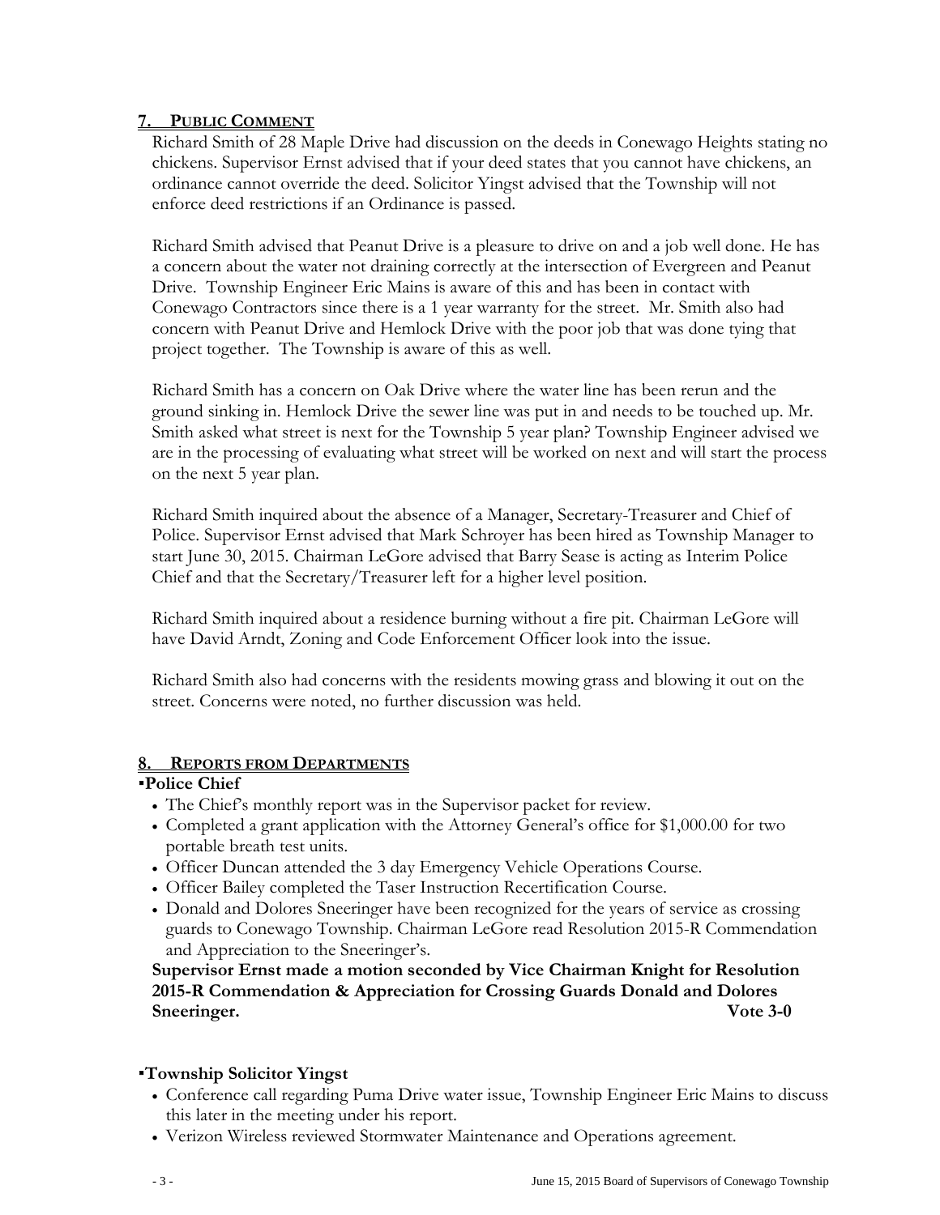## 7. PUBLIC COMMENT

Richard Smith of 28 Maple Drive had discussion on the deeds in Conewago Heights stating no chickens. Supervisor Ernst advised that if your deed states that you cannot have chickens, an ordinance cannot override the deed. Solicitor Yingst advised that the Township will not enforce deed restrictions if an Ordinance is passed.

Richard Smith advised that Peanut Drive is a pleasure to drive on and a job well done. He has a concern about the water not draining correctly at the intersection of Evergreen and Peanut Drive. Township Engineer Eric Mains is aware of this and has been in contact with Conewago Contractors since there is a 1 year warranty for the street. Mr. Smith also had concern with Peanut Drive and Hemlock Drive with the poor job that was done tying that project together. The Township is aware of this as well.

Richard Smith has a concern on Oak Drive where the water line has been rerun and the ground sinking in. Hemlock Drive the sewer line was put in and needs to be touched up. Mr. Smith asked what street is next for the Township 5 year plan? Township Engineer advised we are in the processing of evaluating what street will be worked on next and will start the process on the next 5 year plan.

Richard Smith inquired about the absence of a Manager, Secretary-Treasurer and Chief of Police. Supervisor Ernst advised that Mark Schroyer has been hired as Township Manager to start June 30, 2015. Chairman LeGore advised that Barry Sease is acting as Interim Police Chief and that the Secretary/Treasurer left for a higher level position.

Richard Smith inquired about a residence burning without a fire pit. Chairman LeGore will have David Arndt, Zoning and Code Enforcement Officer look into the issue.

Richard Smith also had concerns with the residents mowing grass and blowing it out on the street. Concerns were noted, no further discussion was held.

## 8. REPORTS FROM DEPARTMENTS

**▪Police Chief**

- The Chief's monthly report was in the Supervisor packet for review.
- Completed a grant application with the Attorney General's office for $1,000.00 for two portable breath test units.
- Officer Duncan attended the 3 day Emergency Vehicle Operations Course.
- Officer Bailey completed the Taser Instruction Recertification Course.
- Donald and Dolores Sneeringer have been recognized for the years of service as crossing guards to Conewago Township. Chairman LeGore read Resolution 2015-R Commendation and Appreciation to the Sneeringer's.

**Supervisor Ernst made a motion seconded by Vice Chairman Knight for Resolution 2015-R Commendation & Appreciation for Crossing Guards Donald and Dolores Sneeringer. Vote 3-0**

**▪Township Solicitor Yingst**

- Conference call regarding Puma Drive water issue, Township Engineer Eric Mains to discuss this later in the meeting under his report.
- Verizon Wireless reviewed Stormwater Maintenance and Operations agreement.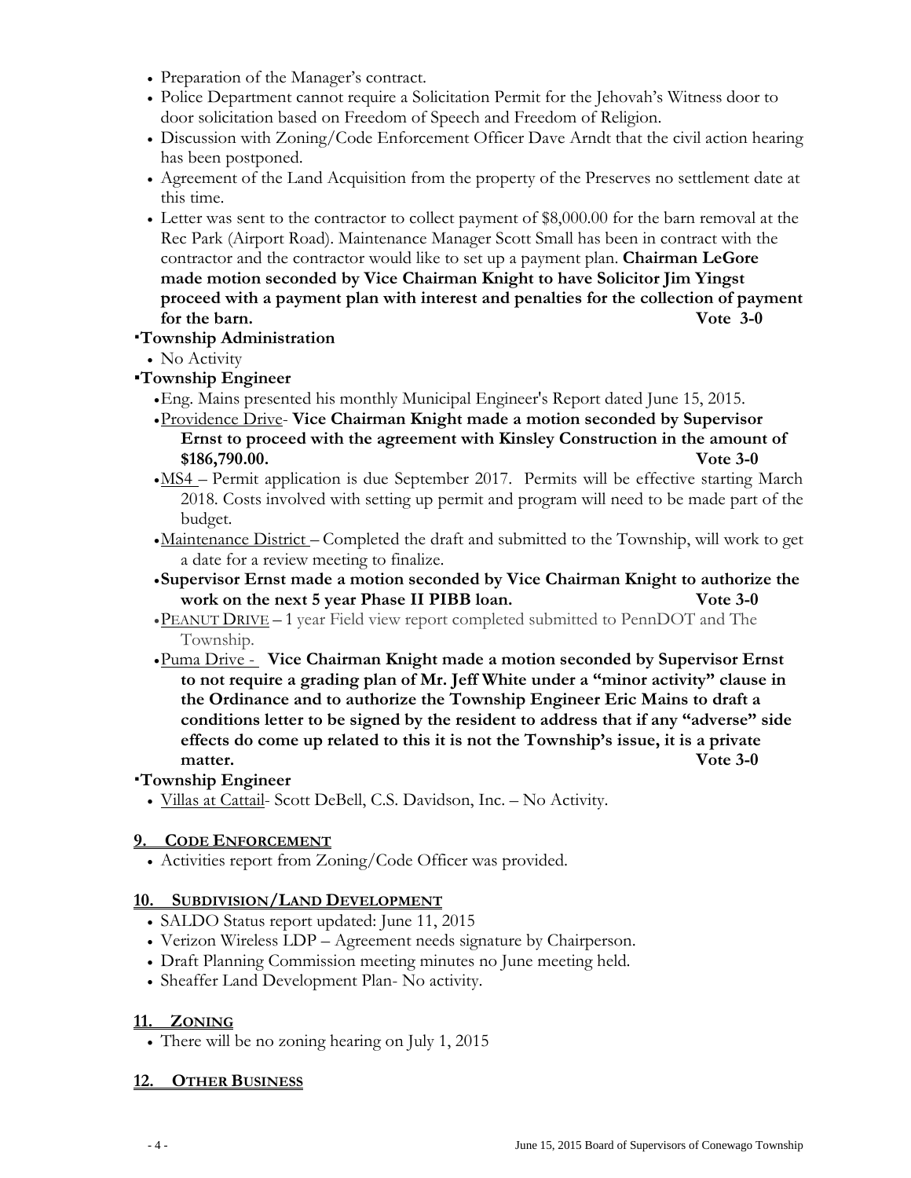- Preparation of the Manager's contract.
- Police Department cannot require a Solicitation Permit for the Jehovah's Witness door to door solicitation based on Freedom of Speech and Freedom of Religion.
- Discussion with Zoning/Code Enforcement Officer Dave Arndt that the civil action hearing has been postponed.
- Agreement of the Land Acquisition from the property of the Preserves no settlement date at this time.
- Letter was sent to the contractor to collect payment of $8,000.00 for the barn removal at the Rec Park (Airport Road). Maintenance Manager Scott Small has been in contract with the contractor and the contractor would like to set up a payment plan. **Chairman LeGore made motion seconded by Vice Chairman Knight to have Solicitor Jim Yingst proceed with a payment plan with interest and penalties for the collection of payment for the barn. Vote 3-0**

**▪Township Administration**

- No Activity

**▪Township Engineer**

- Eng. Mains presented his monthly Municipal Engineer's Report dated June 15, 2015.
- Providence Drive- **Vice Chairman Knight made a motion seconded by Supervisor Ernst to proceed with the agreement with Kinsley Construction in the amount of $186,790.00. Vote 3-0**
- MS4 – Permit application is due September 2017. Permits will be effective starting March 2018. Costs involved with setting up permit and program will need to be made part of the budget.
- Maintenance District – Completed the draft and submitted to the Township, will work to get a date for a review meeting to finalize.
- **Supervisor Ernst made a motion seconded by Vice Chairman Knight to authorize the work on the next 5 year Phase II PIBB loan. Vote 3-0**
- PEANUT DRIVE – 1 year Field view report completed submitted to PennDOT and The Township.
- Puma Drive - **Vice Chairman Knight made a motion seconded by Supervisor Ernst to not require a grading plan of Mr. Jeff White under a "minor activity" clause in the Ordinance and to authorize the Township Engineer Eric Mains to draft a conditions letter to be signed by the resident to address that if any "adverse" side effects do come up related to this it is not the Township's issue, it is a private matter. Vote 3-0**

**▪Township Engineer**

- Villas at Cattail- Scott DeBell, C.S. Davidson, Inc. – No Activity.

## 9. CODE ENFORCEMENT

- Activities report from Zoning/Code Officer was provided.

## 10. SUBDIVISION/LAND DEVELOPMENT

- SALDO Status report updated: June 11, 2015
- Verizon Wireless LDP – Agreement needs signature by Chairperson.
- Draft Planning Commission meeting minutes no June meeting held.
- Sheaffer Land Development Plan- No activity.

## 11. ZONING

- There will be no zoning hearing on July 1, 2015

## 12. OTHER BUSINESS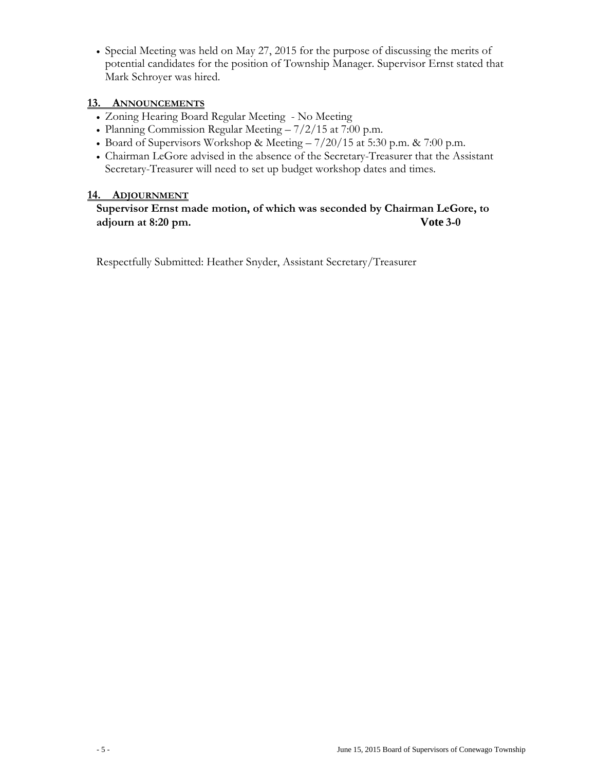- Special Meeting was held on May 27, 2015 for the purpose of discussing the merits of potential candidates for the position of Township Manager. Supervisor Ernst stated that Mark Schroyer was hired.

## 13. ANNOUNCEMENTS

- Zoning Hearing Board Regular Meeting - No Meeting
- Planning Commission Regular Meeting – 7/2/15 at 7:00 p.m.
- Board of Supervisors Workshop & Meeting – 7/20/15 at 5:30 p.m. & 7:00 p.m.
- Chairman LeGore advised in the absence of the Secretary-Treasurer that the Assistant Secretary-Treasurer will need to set up budget workshop dates and times.

## 14. ADJOURNMENT

**Supervisor Ernst made motion, of which was seconded by Chairman LeGore, to adjourn at 8:20 pm. Vote 3-0**

Respectfully Submitted: Heather Snyder, Assistant Secretary/Treasurer